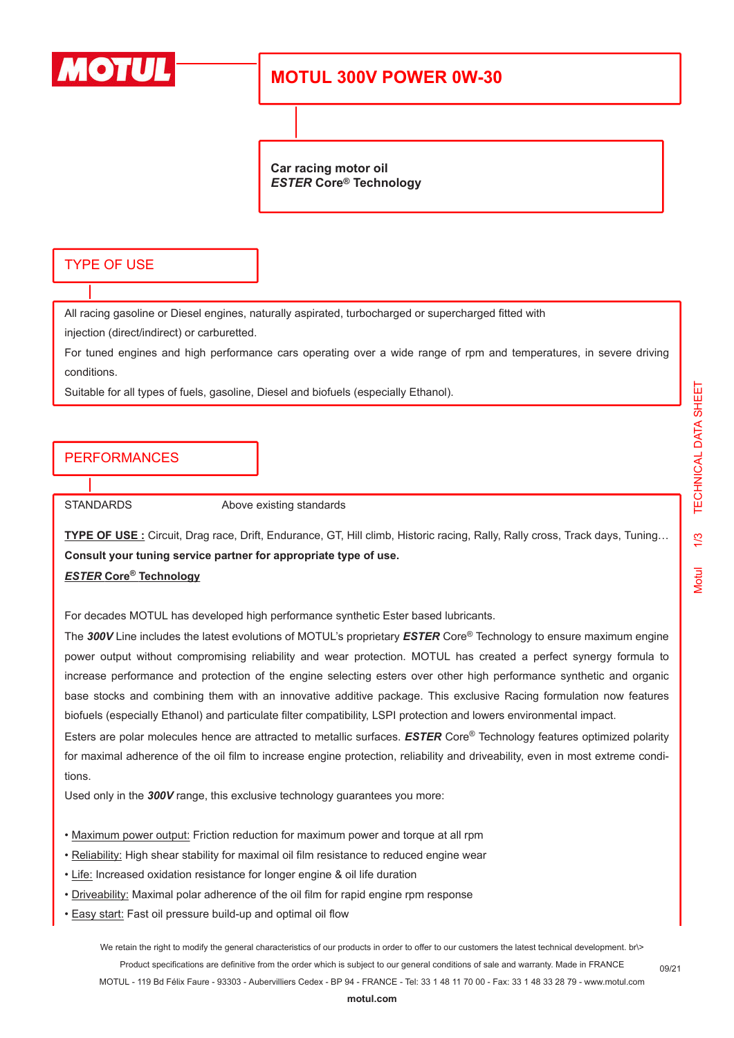# MOTUL 300V POWER 0W-30

**Car racing motor oil**
***ESTER* Core® Technology**

## TYPE OF USE

All racing gasoline or Diesel engines, naturally aspirated, turbocharged or supercharged fitted with injection (direct/indirect) or carburetted.

For tuned engines and high performance cars operating over a wide range of rpm and temperatures, in severe driving conditions.

Suitable for all types of fuels, gasoline, Diesel and biofuels (especially Ethanol).

## PERFORMANCES

| STANDARDS | Above existing standards |
|---|---|

**TYPE OF USE :** Circuit, Drag race, Drift, Endurance, GT, Hill climb, Historic racing, Rally, Rally cross, Track days, Tuning…

**Consult your tuning service partner for appropriate type of use.**

***ESTER* Core® Technology**

For decades MOTUL has developed high performance synthetic Ester based lubricants.

The ***300V*** Line includes the latest evolutions of MOTUL's proprietary ***ESTER*** Core® Technology to ensure maximum engine power output without compromising reliability and wear protection. MOTUL has created a perfect synergy formula to increase performance and protection of the engine selecting esters over other high performance synthetic and organic base stocks and combining them with an innovative additive package. This exclusive Racing formulation now features biofuels (especially Ethanol) and particulate filter compatibility, LSPI protection and lowers environmental impact.

Esters are polar molecules hence are attracted to metallic surfaces. ***ESTER*** Core® Technology features optimized polarity for maximal adherence of the oil film to increase engine protection, reliability and driveability, even in most extreme conditions.

Used only in the ***300V*** range, this exclusive technology guarantees you more:

- Maximum power output: Friction reduction for maximum power and torque at all rpm
- Reliability: High shear stability for maximal oil film resistance to reduced engine wear
- Life: Increased oxidation resistance for longer engine & oil life duration
- Driveability: Maximal polar adherence of the oil film for rapid engine rpm response
- Easy start: Fast oil pressure build-up and optimal oil flow

We retain the right to modify the general characteristics of our products in order to offer to our customers the latest technical development. br\>
Product specifications are definitive from the order which is subject to our general conditions of sale and warranty. Made in FRANCE
MOTUL - 119 Bd Félix Faure - 93303 - Aubervilliers Cedex - BP 94 - FRANCE - Tel: 33 1 48 11 70 00 - Fax: 33 1 48 33 28 79 - www.motul.com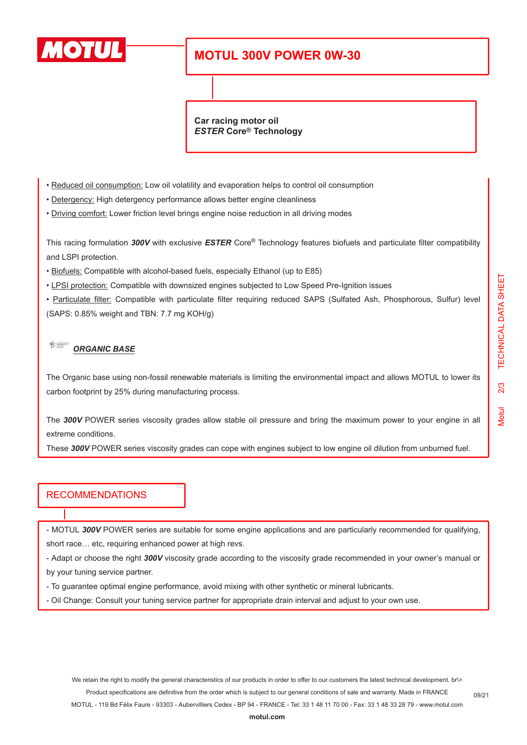# MOTUL 300V POWER 0W-30

**Car racing motor oil**
***ESTER* Core® Technology**

- Reduced oil consumption: Low oil volatility and evaporation helps to control oil consumption
- Detergency: High detergency performance allows better engine cleanliness
- Driving comfort: Lower friction level brings engine noise reduction in all driving modes

This racing formulation ***300V*** with exclusive ***ESTER*** Core® Technology features biofuels and particulate filter compatibility and LSPI protection.

- Biofuels: Compatible with alcohol-based fuels, especially Ethanol (up to E85)
- LPSI protection: Compatible with downsized engines subjected to Low Speed Pre-Ignition issues
- Particulate filter: Compatible with particulate filter requiring reduced SAPS (Sulfated Ash, Phosphorous, Sulfur) level (SAPS: 0.85% weight and TBN: 7.7 mg KOH/g)

***ORGANIC BASE***

The Organic base using non-fossil renewable materials is limiting the environmental impact and allows MOTUL to lower its carbon footprint by 25% during manufacturing process.

The ***300V*** POWER series viscosity grades allow stable oil pressure and bring the maximum power to your engine in all extreme conditions.
These ***300V*** POWER series viscosity grades can cope with engines subject to low engine oil dilution from unburned fuel.

## RECOMMENDATIONS

- MOTUL ***300V*** POWER series are suitable for some engine applications and are particularly recommended for qualifying, short race… etc, requiring enhanced power at high revs.
- Adapt or choose the right ***300V*** viscosity grade according to the viscosity grade recommended in your owner's manual or by your tuning service partner.
- To guarantee optimal engine performance, avoid mixing with other synthetic or mineral lubricants.
- Oil Change: Consult your tuning service partner for appropriate drain interval and adjust to your own use.

We retain the right to modify the general characteristics of our products in order to offer to our customers the latest technical development. br\>
Product specifications are definitive from the order which is subject to our general conditions of sale and warranty. Made in FRANCE
MOTUL - 119 Bd Félix Faure - 93303 - Aubervilliers Cedex - BP 94 - FRANCE - Tel: 33 1 48 11 70 00 - Fax: 33 1 48 33 28 79 - www.motul.com
motul.com

09/21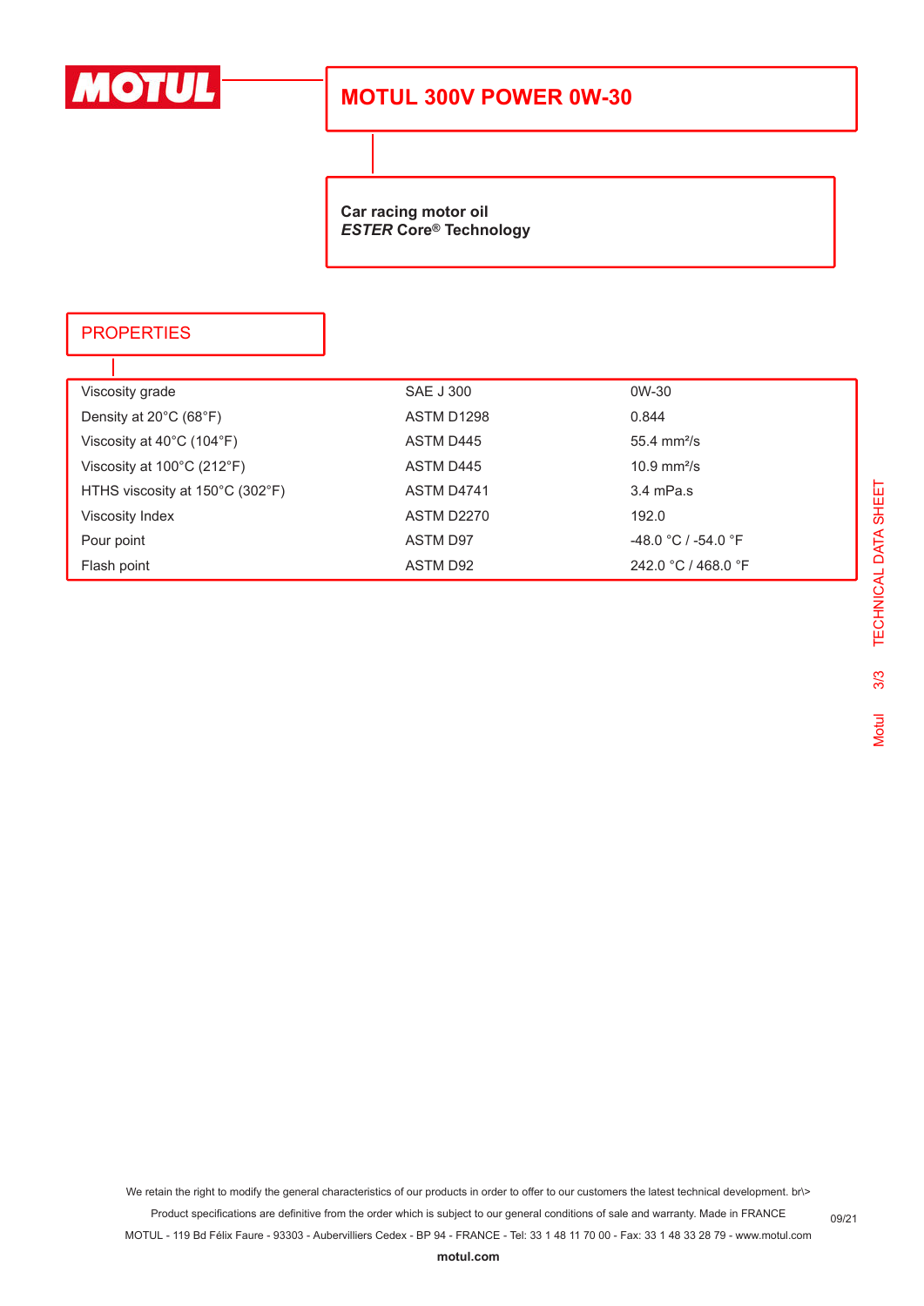# MOTUL 300V POWER 0W-30

**Car racing motor oil**
***ESTER* Core® Technology**

## PROPERTIES

| | | |
|---|---|---|
| Viscosity grade | SAE J 300 | 0W-30 |
| Density at 20°C (68°F) | ASTM D1298 | 0.844 |
| Viscosity at 40°C (104°F) | ASTM D445 | 55.4 mm²/s |
| Viscosity at 100°C (212°F) | ASTM D445 | 10.9 mm²/s |
| HTHS viscosity at 150°C (302°F) | ASTM D4741 | 3.4 mPa.s |
| Viscosity Index | ASTM D2270 | 192.0 |
| Pour point | ASTM D97 | -48.0 °C / -54.0 °F |
| Flash point | ASTM D92 | 242.0 °C / 468.0 °F |

We retain the right to modify the general characteristics of our products in order to offer to our customers the latest technical development. br\>
Product specifications are definitive from the order which is subject to our general conditions of sale and warranty. Made in FRANCE
MOTUL - 119 Bd Félix Faure - 93303 - Aubervilliers Cedex - BP 94 - FRANCE - Tel: 33 1 48 11 70 00 - Fax: 33 1 48 33 28 79 - www.motul.com
**motul.com**

09/21